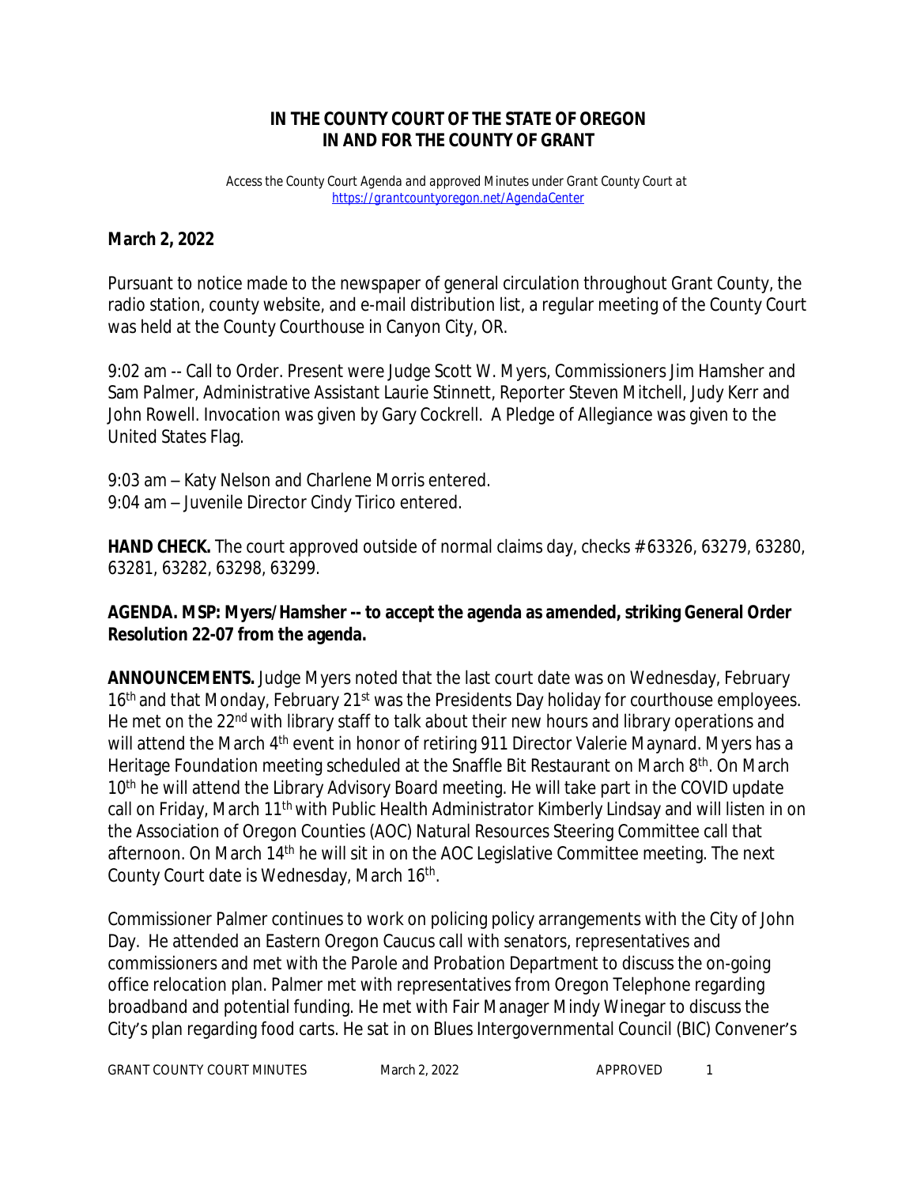**IN THE COUNTY COURT OF THE STATE OF OREGON**
**IN AND FOR THE COUNTY OF GRANT**

*Access the County Court Agenda and approved Minutes under Grant County Court at* *https://grantcountyoregon.net/AgendaCenter*

**March 2, 2022**

Pursuant to notice made to the newspaper of general circulation throughout Grant County, the radio station, county website, and e-mail distribution list, a regular meeting of the County Court was held at the County Courthouse in Canyon City, OR.

9:02 am -- Call to Order. Present were Judge Scott W. Myers, Commissioners Jim Hamsher and Sam Palmer, Administrative Assistant Laurie Stinnett, Reporter Steven Mitchell, Judy Kerr and John Rowell. Invocation was given by Gary Cockrell. A Pledge of Allegiance was given to the United States Flag.

9:03 am – Katy Nelson and Charlene Morris entered.
9:04 am – Juvenile Director Cindy Tirico entered.

**HAND CHECK.** The court approved outside of normal claims day, checks # 63326, 63279, 63280, 63281, 63282, 63298, 63299.

**AGENDA. MSP: Myers/Hamsher -- to accept the agenda as amended, striking General Order Resolution 22-07 from the agenda.**

**ANNOUNCEMENTS.** Judge Myers noted that the last court date was on Wednesday, February 16th and that Monday, February 21st was the Presidents Day holiday for courthouse employees. He met on the 22nd with library staff to talk about their new hours and library operations and will attend the March 4th event in honor of retiring 911 Director Valerie Maynard. Myers has a Heritage Foundation meeting scheduled at the Snaffle Bit Restaurant on March 8th. On March 10th he will attend the Library Advisory Board meeting. He will take part in the COVID update call on Friday, March 11th with Public Health Administrator Kimberly Lindsay and will listen in on the Association of Oregon Counties (AOC) Natural Resources Steering Committee call that afternoon. On March 14th he will sit in on the AOC Legislative Committee meeting. The next County Court date is Wednesday, March 16th.

Commissioner Palmer continues to work on policing policy arrangements with the City of John Day. He attended an Eastern Oregon Caucus call with senators, representatives and commissioners and met with the Parole and Probation Department to discuss the on-going office relocation plan. Palmer met with representatives from Oregon Telephone regarding broadband and potential funding. He met with Fair Manager Mindy Winegar to discuss the City's plan regarding food carts. He sat in on Blues Intergovernmental Council (BIC) Convener's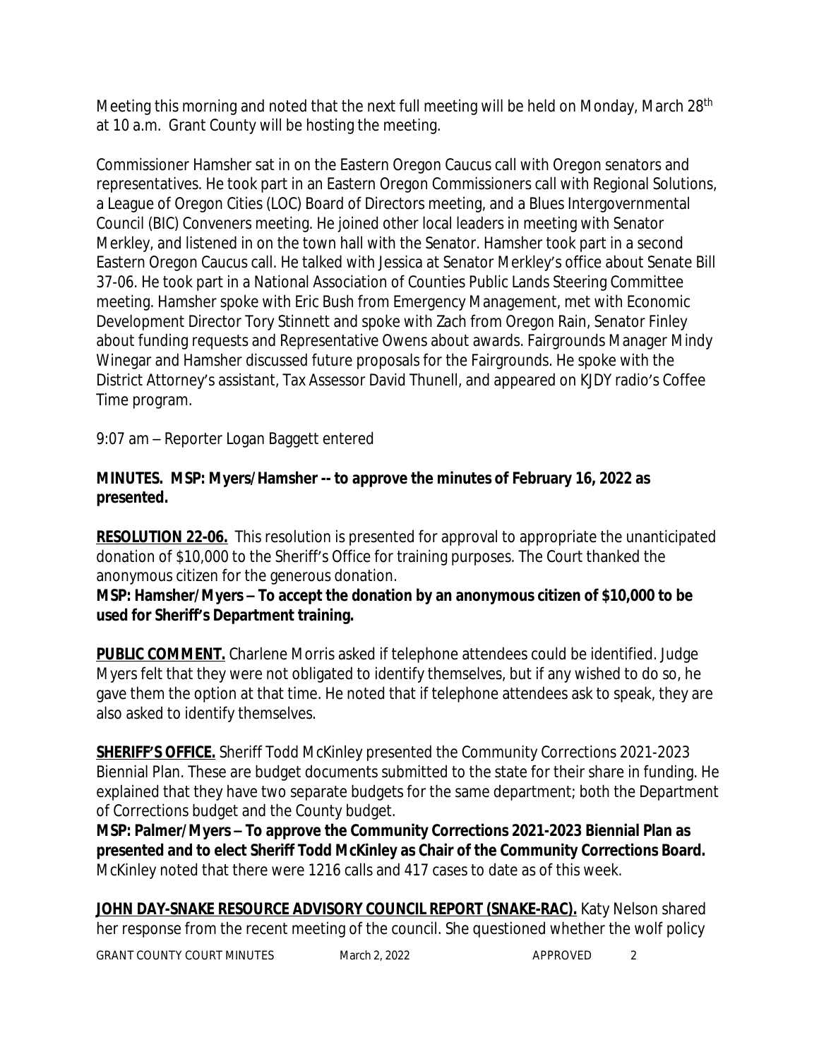Meeting this morning and noted that the next full meeting will be held on Monday, March 28th at 10 a.m. Grant County will be hosting the meeting.

Commissioner Hamsher sat in on the Eastern Oregon Caucus call with Oregon senators and representatives. He took part in an Eastern Oregon Commissioners call with Regional Solutions, a League of Oregon Cities (LOC) Board of Directors meeting, and a Blues Intergovernmental Council (BIC) Conveners meeting. He joined other local leaders in meeting with Senator Merkley, and listened in on the town hall with the Senator. Hamsher took part in a second Eastern Oregon Caucus call. He talked with Jessica at Senator Merkley's office about Senate Bill 37-06. He took part in a National Association of Counties Public Lands Steering Committee meeting. Hamsher spoke with Eric Bush from Emergency Management, met with Economic Development Director Tory Stinnett and spoke with Zach from Oregon Rain, Senator Finley about funding requests and Representative Owens about awards. Fairgrounds Manager Mindy Winegar and Hamsher discussed future proposals for the Fairgrounds. He spoke with the District Attorney's assistant, Tax Assessor David Thunell, and appeared on KJDY radio's Coffee Time program.

9:07 am – Reporter Logan Baggett entered

**MINUTES. MSP: Myers/Hamsher -- to approve the minutes of February 16, 2022 as presented.**

**RESOLUTION 22-06.** This resolution is presented for approval to appropriate the unanticipated donation of $10,000 to the Sheriff's Office for training purposes. The Court thanked the anonymous citizen for the generous donation.
**MSP: Hamsher/Myers – To accept the donation by an anonymous citizen of $10,000 to be used for Sheriff's Department training.**

**PUBLIC COMMENT.** Charlene Morris asked if telephone attendees could be identified. Judge Myers felt that they were not obligated to identify themselves, but if any wished to do so, he gave them the option at that time. He noted that if telephone attendees ask to speak, they are also asked to identify themselves.

**SHERIFF'S OFFICE.** Sheriff Todd McKinley presented the Community Corrections 2021-2023 Biennial Plan. These are budget documents submitted to the state for their share in funding. He explained that they have two separate budgets for the same department; both the Department of Corrections budget and the County budget.
**MSP: Palmer/Myers – To approve the Community Corrections 2021-2023 Biennial Plan as presented and to elect Sheriff Todd McKinley as Chair of the Community Corrections Board.**
McKinley noted that there were 1216 calls and 417 cases to date as of this week.

**JOHN DAY-SNAKE RESOURCE ADVISORY COUNCIL REPORT (SNAKE-RAC).** Katy Nelson shared her response from the recent meeting of the council. She questioned whether the wolf policy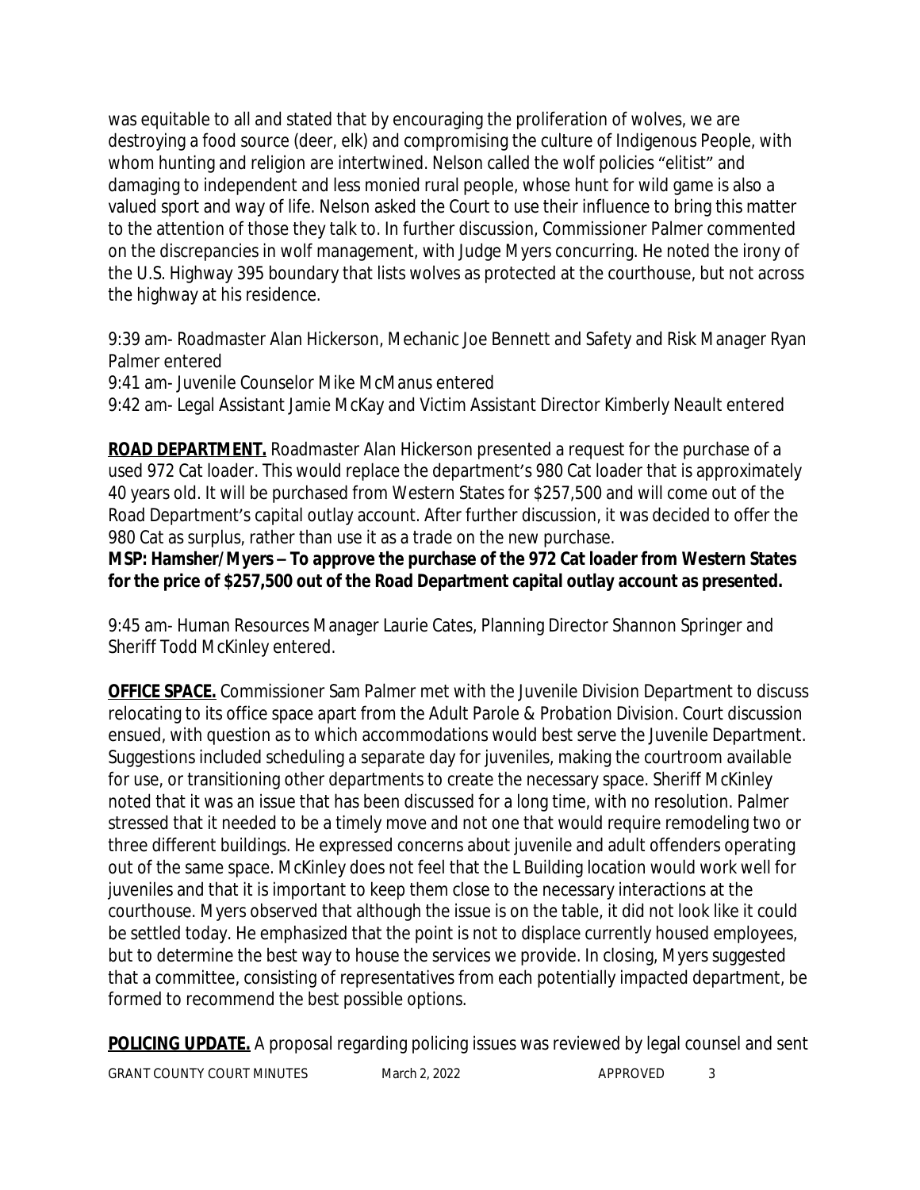was equitable to all and stated that by encouraging the proliferation of wolves, we are destroying a food source (deer, elk) and compromising the culture of Indigenous People, with whom hunting and religion are intertwined. Nelson called the wolf policies "elitist" and damaging to independent and less monied rural people, whose hunt for wild game is also a valued sport and way of life. Nelson asked the Court to use their influence to bring this matter to the attention of those they talk to. In further discussion, Commissioner Palmer commented on the discrepancies in wolf management, with Judge Myers concurring. He noted the irony of the U.S. Highway 395 boundary that lists wolves as protected at the courthouse, but not across the highway at his residence.

9:39 am- Roadmaster Alan Hickerson, Mechanic Joe Bennett and Safety and Risk Manager Ryan Palmer entered
9:41 am- Juvenile Counselor Mike McManus entered
9:42 am- Legal Assistant Jamie McKay and Victim Assistant Director Kimberly Neault entered

**ROAD DEPARTMENT.** Roadmaster Alan Hickerson presented a request for the purchase of a used 972 Cat loader. This would replace the department's 980 Cat loader that is approximately 40 years old. It will be purchased from Western States for $257,500 and will come out of the Road Department's capital outlay account. After further discussion, it was decided to offer the 980 Cat as surplus, rather than use it as a trade on the new purchase.
**MSP: Hamsher/Myers – To approve the purchase of the 972 Cat loader from Western States for the price of $257,500 out of the Road Department capital outlay account as presented.**

9:45 am- Human Resources Manager Laurie Cates, Planning Director Shannon Springer and Sheriff Todd McKinley entered.

**OFFICE SPACE.** Commissioner Sam Palmer met with the Juvenile Division Department to discuss relocating to its office space apart from the Adult Parole & Probation Division. Court discussion ensued, with question as to which accommodations would best serve the Juvenile Department. Suggestions included scheduling a separate day for juveniles, making the courtroom available for use, or transitioning other departments to create the necessary space. Sheriff McKinley noted that it was an issue that has been discussed for a long time, with no resolution. Palmer stressed that it needed to be a timely move and not one that would require remodeling two or three different buildings. He expressed concerns about juvenile and adult offenders operating out of the same space. McKinley does not feel that the L Building location would work well for juveniles and that it is important to keep them close to the necessary interactions at the courthouse. Myers observed that although the issue is on the table, it did not look like it could be settled today. He emphasized that the point is not to displace currently housed employees, but to determine the best way to house the services we provide. In closing, Myers suggested that a committee, consisting of representatives from each potentially impacted department, be formed to recommend the best possible options.

**POLICING UPDATE.** A proposal regarding policing issues was reviewed by legal counsel and sent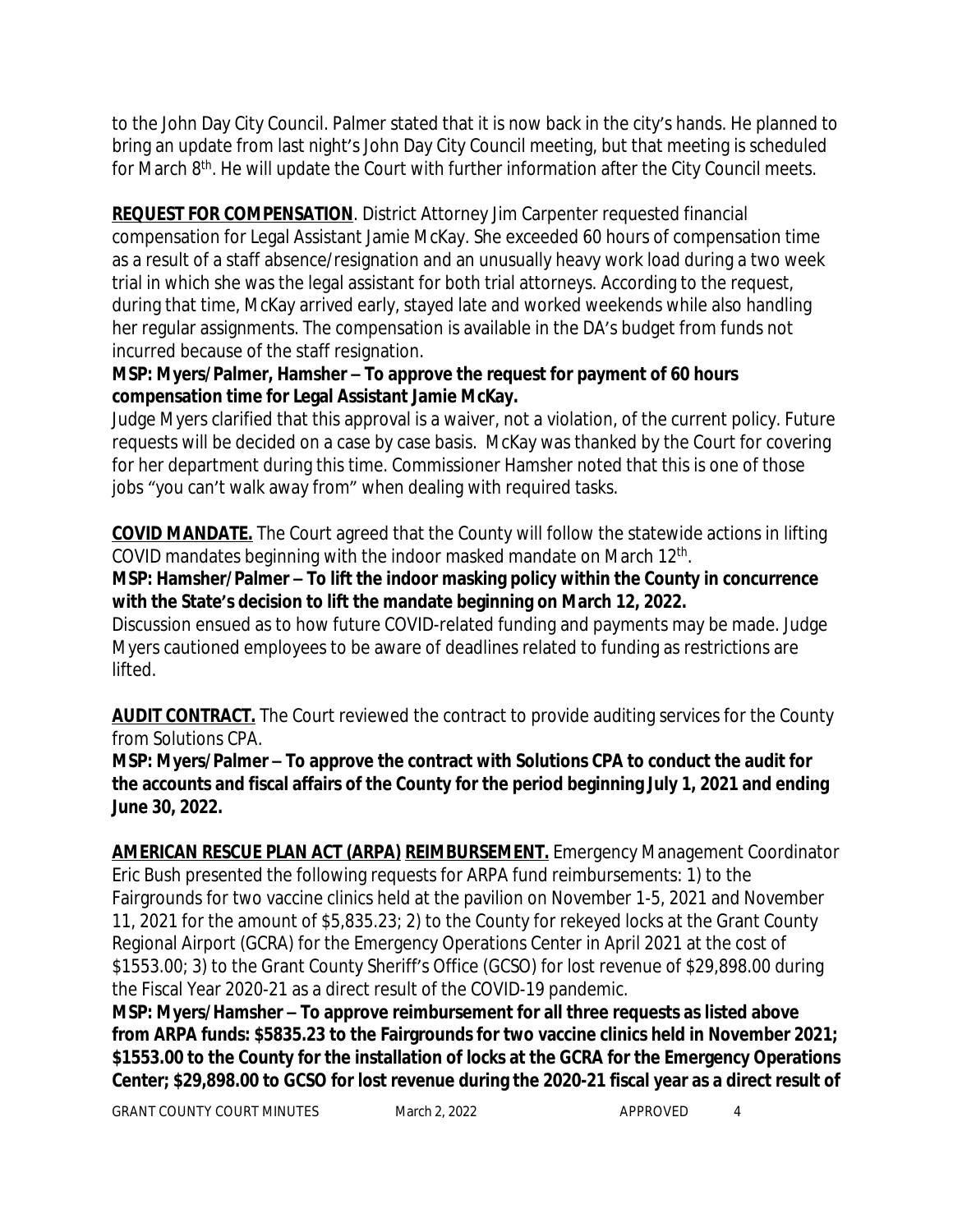to the John Day City Council. Palmer stated that it is now back in the city's hands. He planned to bring an update from last night's John Day City Council meeting, but that meeting is scheduled for March 8th. He will update the Court with further information after the City Council meets.

**REQUEST FOR COMPENSATION**. District Attorney Jim Carpenter requested financial compensation for Legal Assistant Jamie McKay. She exceeded 60 hours of compensation time as a result of a staff absence/resignation and an unusually heavy work load during a two week trial in which she was the legal assistant for both trial attorneys. According to the request, during that time, McKay arrived early, stayed late and worked weekends while also handling her regular assignments. The compensation is available in the DA's budget from funds not incurred because of the staff resignation.

**MSP: Myers/Palmer, Hamsher – To approve the request for payment of 60 hours compensation time for Legal Assistant Jamie McKay.**

Judge Myers clarified that this approval is a waiver, not a violation, of the current policy. Future requests will be decided on a case by case basis. McKay was thanked by the Court for covering for her department during this time. Commissioner Hamsher noted that this is one of those jobs "you can't walk away from" when dealing with required tasks.

**COVID MANDATE.** The Court agreed that the County will follow the statewide actions in lifting COVID mandates beginning with the indoor masked mandate on March 12th.

**MSP: Hamsher/Palmer – To lift the indoor masking policy within the County in concurrence with the State's decision to lift the mandate beginning on March 12, 2022.**

Discussion ensued as to how future COVID-related funding and payments may be made. Judge Myers cautioned employees to be aware of deadlines related to funding as restrictions are lifted.

**AUDIT CONTRACT.** The Court reviewed the contract to provide auditing services for the County from Solutions CPA.

**MSP: Myers/Palmer – To approve the contract with Solutions CPA to conduct the audit for the accounts and fiscal affairs of the County for the period beginning July 1, 2021 and ending June 30, 2022.**

**AMERICAN RESCUE PLAN ACT (ARPA) REIMBURSEMENT.** Emergency Management Coordinator Eric Bush presented the following requests for ARPA fund reimbursements: 1) to the Fairgrounds for two vaccine clinics held at the pavilion on November 1-5, 2021 and November 11, 2021 for the amount of $5,835.23; 2) to the County for rekeyed locks at the Grant County Regional Airport (GCRA) for the Emergency Operations Center in April 2021 at the cost of $1553.00; 3) to the Grant County Sheriff's Office (GCSO) for lost revenue of $29,898.00 during the Fiscal Year 2020-21 as a direct result of the COVID-19 pandemic.

**MSP: Myers/Hamsher – To approve reimbursement for all three requests as listed above from ARPA funds: $5835.23 to the Fairgrounds for two vaccine clinics held in November 2021; $1553.00 to the County for the installation of locks at the GCRA for the Emergency Operations Center; $29,898.00 to GCSO for lost revenue during the 2020-21 fiscal year as a direct result of**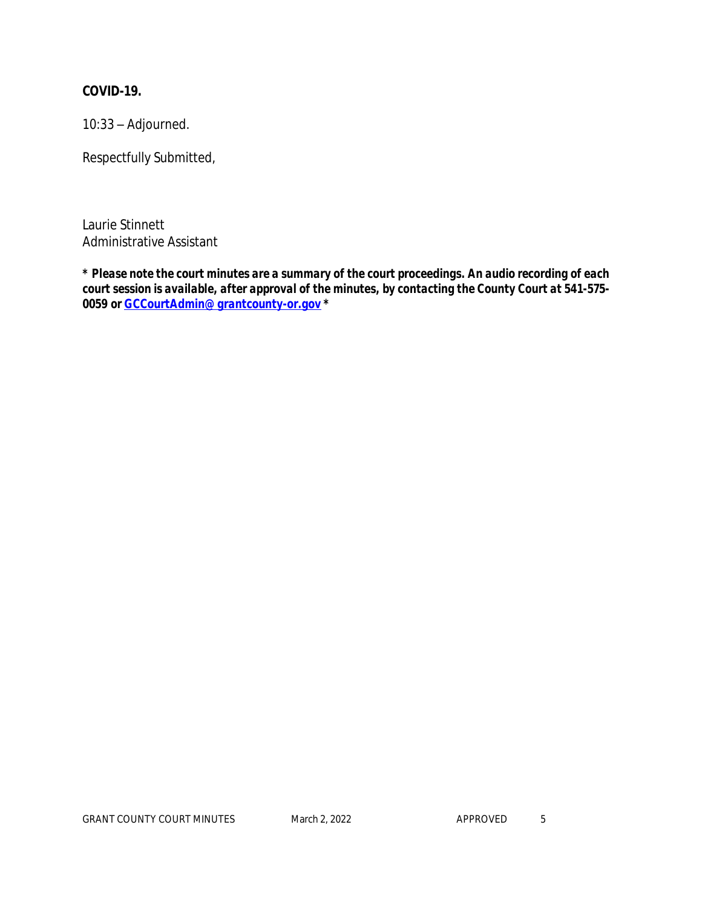**COVID-19.**

10:33 – Adjourned.

Respectfully Submitted,

Laurie Stinnett
Administrative Assistant

***\* Please note the court minutes are a summary of the court proceedings. An audio recording of each court session is available, after approval of the minutes, by contacting the County Court at 541-575-0059 or [GCCourtAdmin@grantcounty-or.gov](mailto:GCCourtAdmin@grantcounty-or.gov) \****